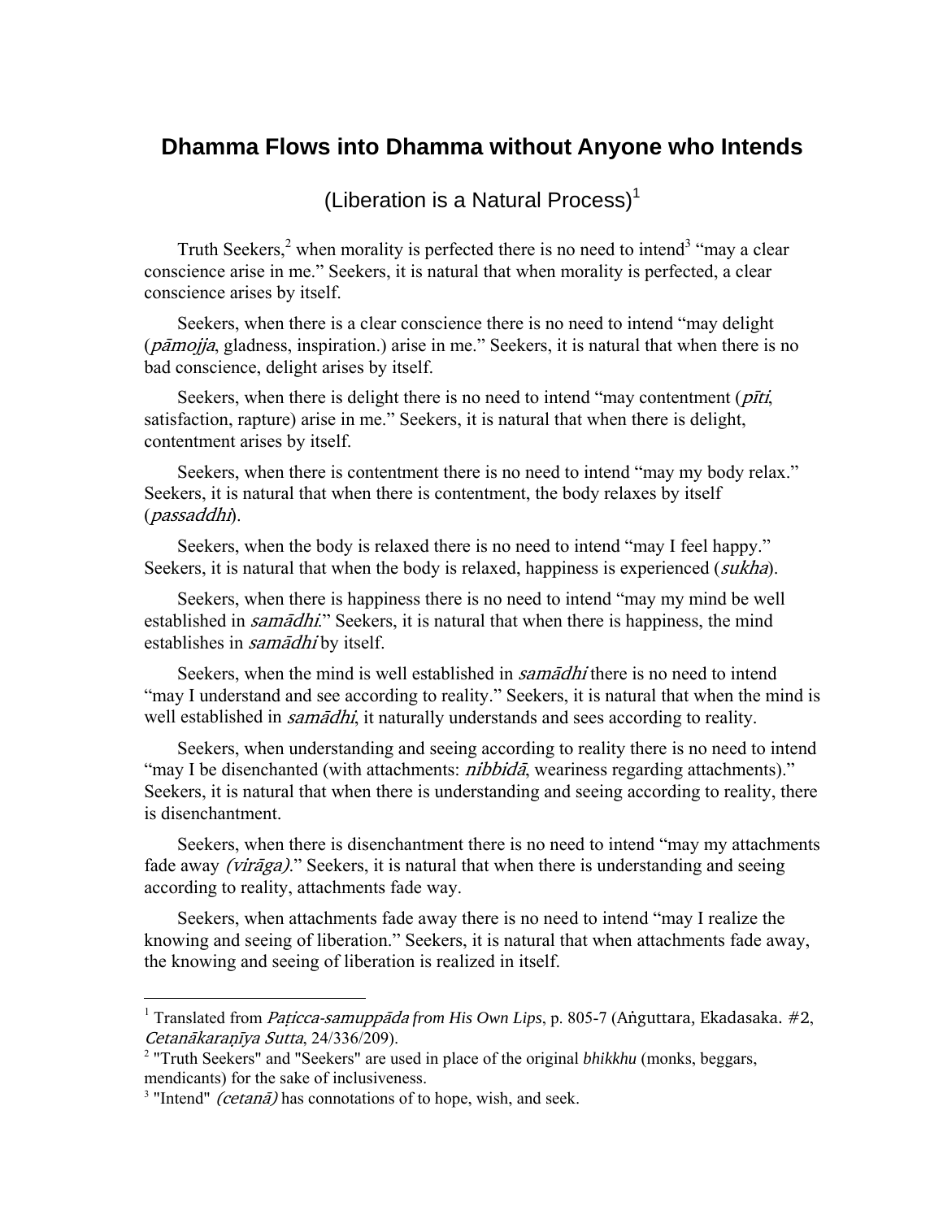# Dhamma Flows into Dhamma without Anyone who Intends

(Liberation is a Natural Process)[1]

Truth Seekers,[2] when morality is perfected there is no need to intend[3] "may a clear conscience arise in me." Seekers, it is natural that when morality is perfected, a clear conscience arises by itself.

Seekers, when there is a clear conscience there is no need to intend "may delight (*pāmojja*, gladness, inspiration.) arise in me." Seekers, it is natural that when there is no bad conscience, delight arises by itself.

Seekers, when there is delight there is no need to intend "may contentment (*pīti*, satisfaction, rapture) arise in me." Seekers, it is natural that when there is delight, contentment arises by itself.

Seekers, when there is contentment there is no need to intend "may my body relax." Seekers, it is natural that when there is contentment, the body relaxes by itself (*passaddhi*).

Seekers, when the body is relaxed there is no need to intend "may I feel happy." Seekers, it is natural that when the body is relaxed, happiness is experienced (*sukha*).

Seekers, when there is happiness there is no need to intend "may my mind be well established in *samādhi*." Seekers, it is natural that when there is happiness, the mind establishes in *samādhi* by itself.

Seekers, when the mind is well established in *samādhi* there is no need to intend "may I understand and see according to reality." Seekers, it is natural that when the mind is well established in *samādhi*, it naturally understands and sees according to reality.

Seekers, when understanding and seeing according to reality there is no need to intend "may I be disenchanted (with attachments: *nibbidā*, weariness regarding attachments)." Seekers, it is natural that when there is understanding and seeing according to reality, there is disenchantment.

Seekers, when there is disenchantment there is no need to intend "may my attachments fade away *(virāga)*." Seekers, it is natural that when there is understanding and seeing according to reality, attachments fade way.

Seekers, when attachments fade away there is no need to intend "may I realize the knowing and seeing of liberation." Seekers, it is natural that when attachments fade away, the knowing and seeing of liberation is realized in itself.

---

[1] Translated from *Paṭicca-samuppāda from His Own Lips*, p. 805-7 (Aṅguttara, Ekadasaka. #2, *Cetanākaraṇīya Sutta*, 24/336/209).

[2] "Truth Seekers" and "Seekers" are used in place of the original *bhikkhu* (monks, beggars, mendicants) for the sake of inclusiveness.

[3] "Intend" *(cetanā)* has connotations of to hope, wish, and seek.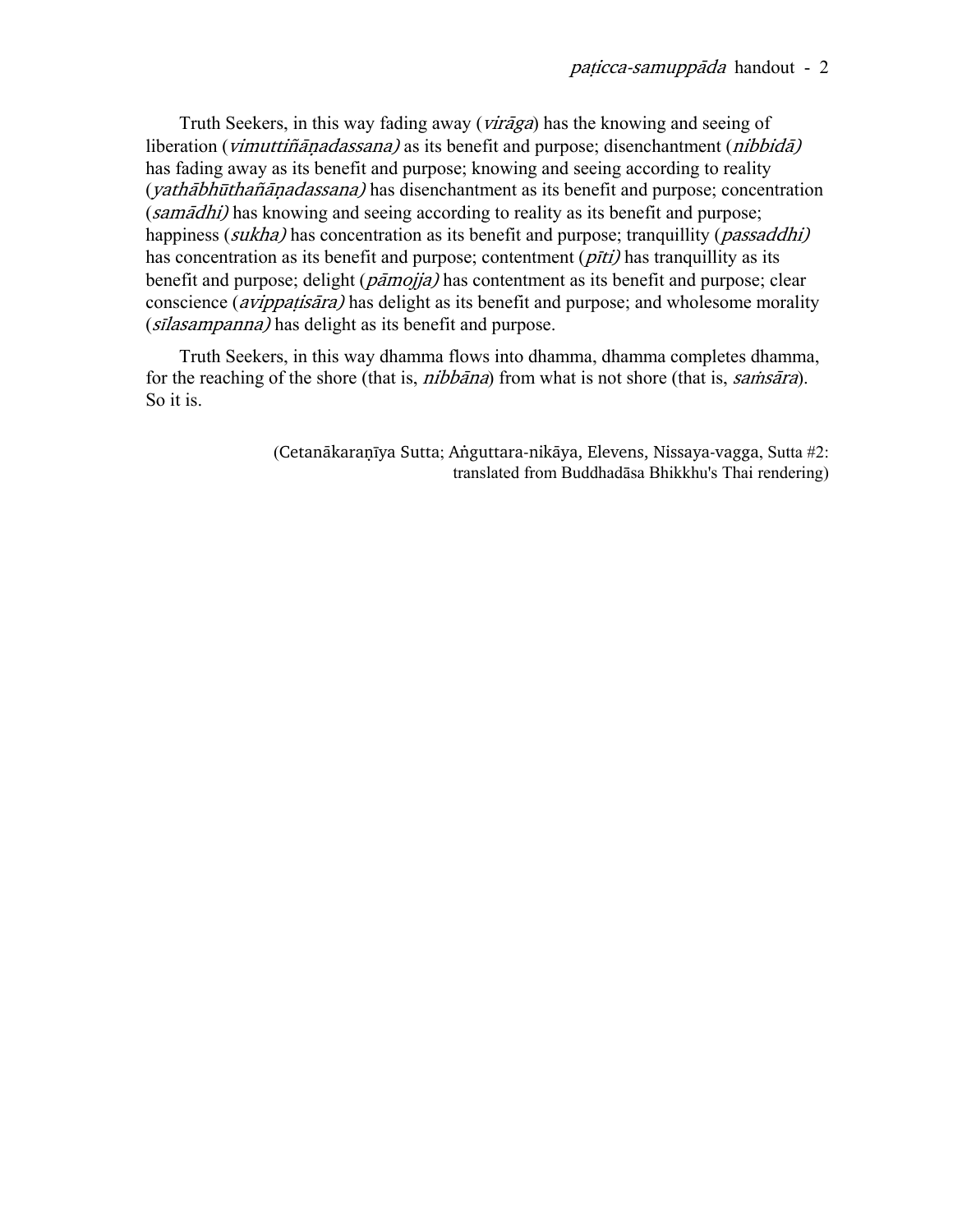Truth Seekers, in this way fading away (*virāga*) has the knowing and seeing of liberation (*vimuttiñāṇadassana)* as its benefit and purpose; disenchantment (*nibbidā)* has fading away as its benefit and purpose; knowing and seeing according to reality (*yathābhūthañāṇadassana)* has disenchantment as its benefit and purpose; concentration (*samādhi)* has knowing and seeing according to reality as its benefit and purpose; happiness (*sukha)* has concentration as its benefit and purpose; tranquillity (*passaddhi)* has concentration as its benefit and purpose; contentment (*pīti)* has tranquillity as its benefit and purpose; delight (*pāmojja)* has contentment as its benefit and purpose; clear conscience (*avippaṭisāra)* has delight as its benefit and purpose; and wholesome morality (*sīlasampanna)* has delight as its benefit and purpose.

Truth Seekers, in this way dhamma flows into dhamma, dhamma completes dhamma, for the reaching of the shore (that is, *nibbāna*) from what is not shore (that is, *saṁsāra*). So it is.

(Cetanākaraṇīya Sutta; Aṅguttara-nikāya, Elevens, Nissaya-vagga, Sutta #2: translated from Buddhadāsa Bhikkhu's Thai rendering)